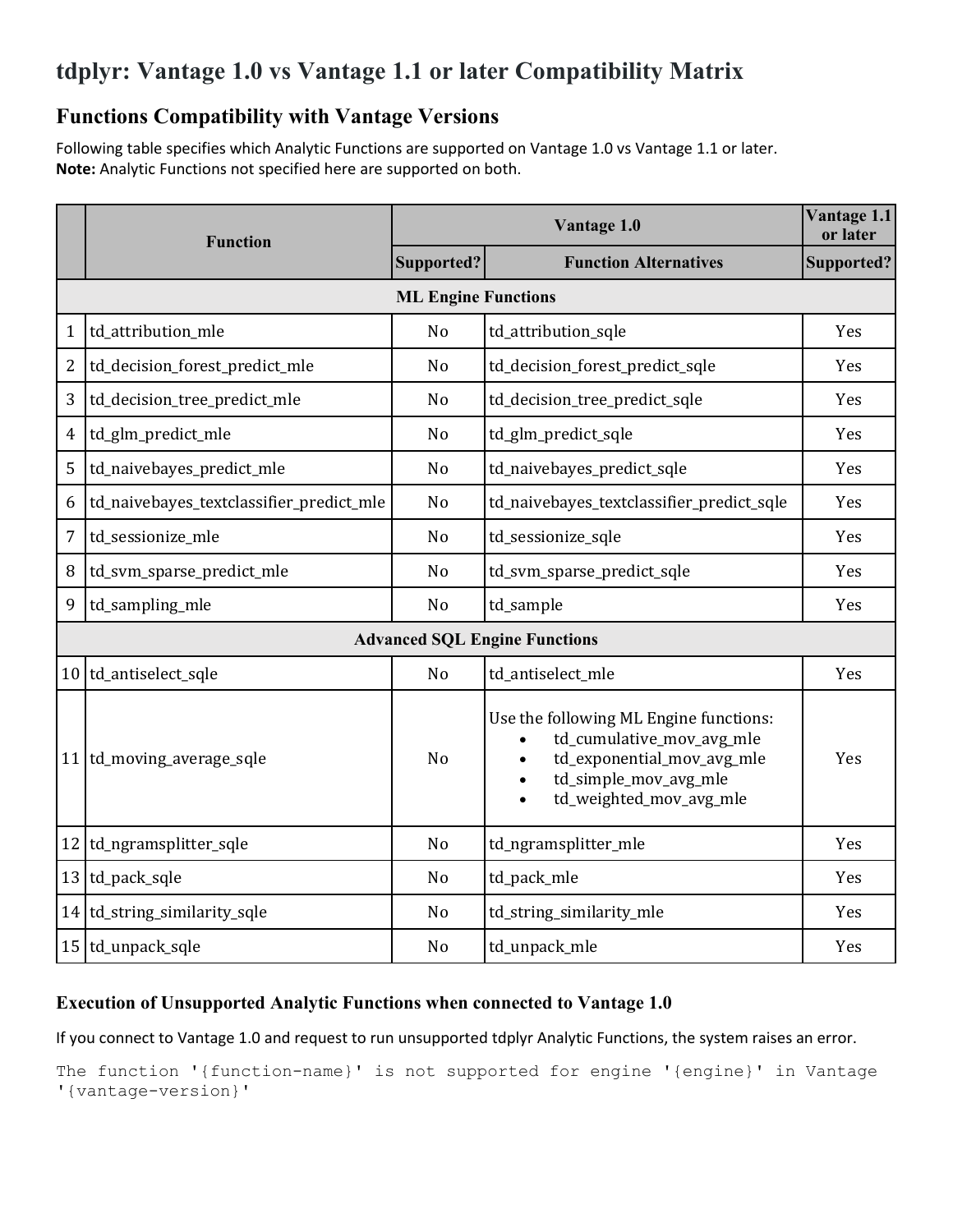# tdplyr: Vantage 1.0 vs Vantage 1.1 or later Compatibility Matrix

## Functions Compatibility with Vantage Versions

Following table specifies which Analytic Functions are supported on Vantage 1.0 vs Vantage 1.1 or later.
**Note:** Analytic Functions not specified here are supported on both.

| | Function | Vantage 1.0 | | Vantage 1.1 or later |
|---|---|---|---|---|
| | | Supported? | Function Alternatives | Supported? |
| | **ML Engine Functions** | | | |
| 1 | td_attribution_mle | No | td_attribution_sqle | Yes |
| 2 | td_decision_forest_predict_mle | No | td_decision_forest_predict_sqle | Yes |
| 3 | td_decision_tree_predict_mle | No | td_decision_tree_predict_sqle | Yes |
| 4 | td_glm_predict_mle | No | td_glm_predict_sqle | Yes |
| 5 | td_naivebayes_predict_mle | No | td_naivebayes_predict_sqle | Yes |
| 6 | td_naivebayes_textclassifier_predict_mle | No | td_naivebayes_textclassifier_predict_sqle | Yes |
| 7 | td_sessionize_mle | No | td_sessionize_sqle | Yes |
| 8 | td_svm_sparse_predict_mle | No | td_svm_sparse_predict_sqle | Yes |
| 9 | td_sampling_mle | No | td_sample | Yes |
| | **Advanced SQL Engine Functions** | | | |
| 10 | td_antiselect_sqle | No | td_antiselect_mle | Yes |
| 11 | td_moving_average_sqle | No | Use the following ML Engine functions:<br>• td_cumulative_mov_avg_mle<br>• td_exponential_mov_avg_mle<br>• td_simple_mov_avg_mle<br>• td_weighted_mov_avg_mle | Yes |
| 12 | td_ngramsplitter_sqle | No | td_ngramsplitter_mle | Yes |
| 13 | td_pack_sqle | No | td_pack_mle | Yes |
| 14 | td_string_similarity_sqle | No | td_string_similarity_mle | Yes |
| 15 | td_unpack_sqle | No | td_unpack_mle | Yes |

### Execution of Unsupported Analytic Functions when connected to Vantage 1.0

If you connect to Vantage 1.0 and request to run unsupported tdplyr Analytic Functions, the system raises an error.

```
The function '{function-name}' is not supported for engine '{engine}' in Vantage
'{vantage-version}'
```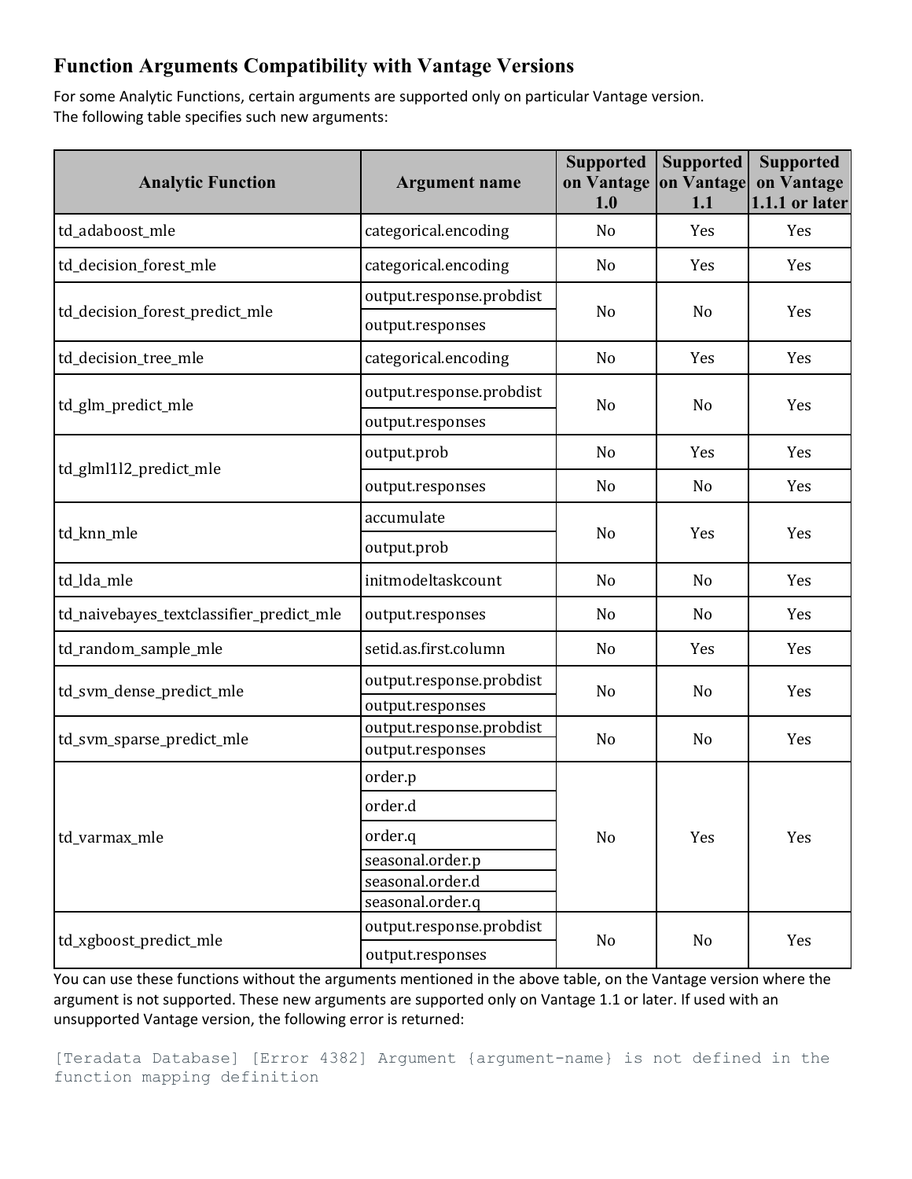## Function Arguments Compatibility with Vantage Versions

For some Analytic Functions, certain arguments are supported only on particular Vantage version.
The following table specifies such new arguments:

| Analytic Function | Argument name | Supported on Vantage 1.0 | Supported on Vantage 1.1 | Supported on Vantage 1.1.1 or later |
| --- | --- | --- | --- | --- |
| td_adaboost_mle | categorical.encoding | No | Yes | Yes |
| td_decision_forest_mle | categorical.encoding | No | Yes | Yes |
| td_decision_forest_predict_mle | output.response.probdist | No | No | Yes |
| | output.responses | | | |
| td_decision_tree_mle | categorical.encoding | No | Yes | Yes |
| td_glm_predict_mle | output.response.probdist | No | No | Yes |
| | output.responses | | | |
| td_glml1l2_predict_mle | output.prob | No | Yes | Yes |
| | output.responses | No | No | Yes |
| td_knn_mle | accumulate | No | Yes | Yes |
| | output.prob | | | |
| td_lda_mle | initmodeltaskcount | No | No | Yes |
| td_naivebayes_textclassifier_predict_mle | output.responses | No | No | Yes |
| td_random_sample_mle | setid.as.first.column | No | Yes | Yes |
| td_svm_dense_predict_mle | output.response.probdist | No | No | Yes |
| | output.responses | | | |
| td_svm_sparse_predict_mle | output.response.probdist | No | No | Yes |
| | output.responses | | | |
| td_varmax_mle | order.p | No | Yes | Yes |
| | order.d | | | |
| | order.q | | | |
| | seasonal.order.p | | | |
| | seasonal.order.d | | | |
| | seasonal.order.q | | | |
| td_xgboost_predict_mle | output.response.probdist | No | No | Yes |
| | output.responses | | | |

You can use these functions without the arguments mentioned in the above table, on the Vantage version where the argument is not supported. These new arguments are supported only on Vantage 1.1 or later. If used with an unsupported Vantage version, the following error is returned:

```
[Teradata Database] [Error 4382] Argument {argument-name} is not defined in the
function mapping definition
```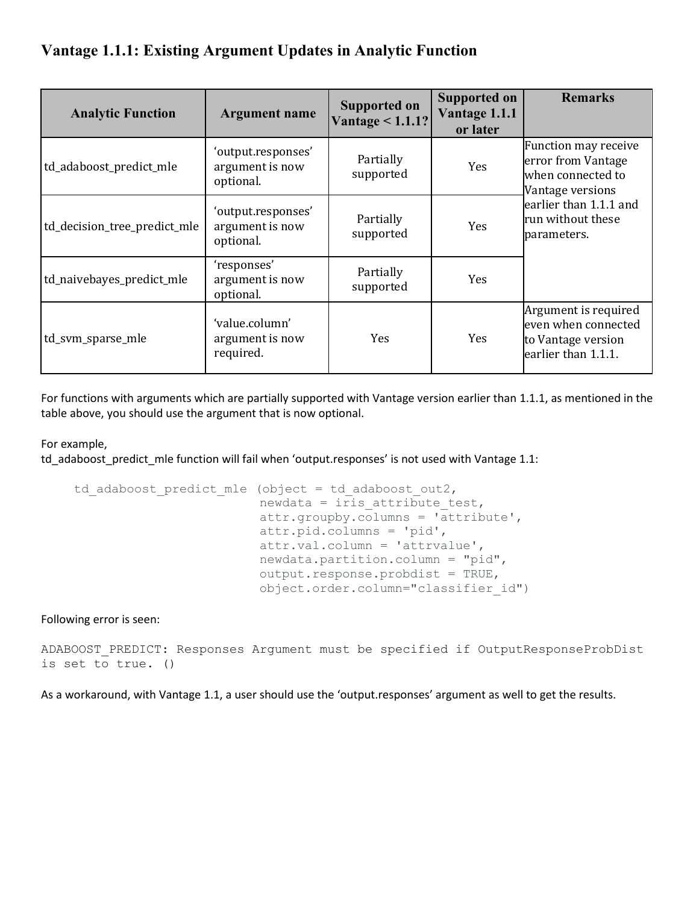# Vantage 1.1.1: Existing Argument Updates in Analytic Function

| Analytic Function | Argument name | Supported on Vantage < 1.1.1? | Supported on Vantage 1.1.1 or later | Remarks |
|---|---|---|---|---|
| td_adaboost_predict_mle | 'output.responses' argument is now optional. | Partially supported | Yes | Function may receive error from Vantage when connected to Vantage versions earlier than 1.1.1 and run without these parameters. |
| td_decision_tree_predict_mle | 'output.responses' argument is now optional. | Partially supported | Yes | |
| td_naivebayes_predict_mle | 'responses' argument is now optional. | Partially supported | Yes | |
| td_svm_sparse_mle | 'value.column' argument is now required. | Yes | Yes | Argument is required even when connected to Vantage version earlier than 1.1.1. |

For functions with arguments which are partially supported with Vantage version earlier than 1.1.1, as mentioned in the table above, you should use the argument that is now optional.

For example,
td_adaboost_predict_mle function will fail when 'output.responses' is not used with Vantage 1.1:

```
td_adaboost_predict_mle (object = td_adaboost_out2,
                         newdata = iris_attribute_test,
                         attr.groupby.columns = 'attribute',
                         attr.pid.columns = 'pid',
                         attr.val.column = 'attrvalue',
                         newdata.partition.column = "pid",
                         output.response.probdist = TRUE,
                         object.order.column="classifier_id")
```

Following error is seen:

```
ADABOOST_PREDICT: Responses Argument must be specified if OutputResponseProbDist
is set to true. ()
```

As a workaround, with Vantage 1.1, a user should use the 'output.responses' argument as well to get the results.